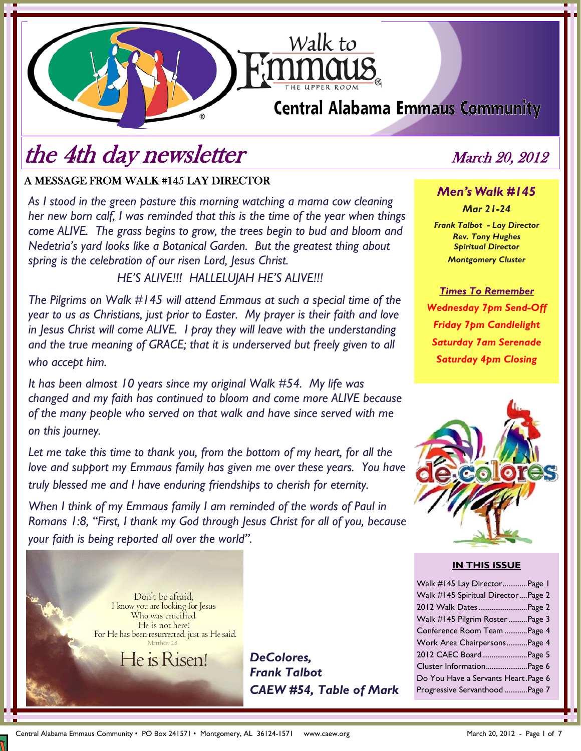# Walk to Emmaus

THE UPPER ROOM

## Central Alabama Emmaus Community

# *the 4th day newsletter*

*March 20, 2012*

## A MESSAGE FROM WALK #145 LAY DIRECTOR

*As I stood in the green pasture this morning watching a mama cow cleaning her new born calf, I was reminded that this is the time of the year when things come ALIVE. The grass begins to grow, the trees begin to bud and bloom and Nedetria's yard looks like a Botanical Garden. But the greatest thing about spring is the celebration of our risen Lord, Jesus Christ.*

*HE'S ALIVE!!! HALLELUJAH HE'S ALIVE!!!*

*The Pilgrims on Walk #145 will attend Emmaus at such a special time of the year to us as Christians, just prior to Easter. My prayer is their faith and love in Jesus Christ will come ALIVE. I pray they will leave with the understanding and the true meaning of GRACE; that it is underserved but freely given to all who accept him.*

*It has been almost 10 years since my original Walk #54. My life was changed and my faith has continued to bloom and come more ALIVE because of the many people who served on that walk and have since served with me on this journey.*

*Let me take this time to thank you, from the bottom of my heart, for all the love and support my Emmaus family has given me over these years. You have truly blessed me and I have enduring friendships to cherish for eternity.*

*When I think of my Emmaus family I am reminded of the words of Paul in Romans 1:8, "First, I thank my God through Jesus Christ for all of you, because your faith is being reported all over the world".*

Don't be afraid,
I know you are looking for Jesus
Who was crucified.
He is not here!
For He has been resurrected, just as He said.
Matthew 28

He is Risen!

***DeColores,***
***Frank Talbot***
***CAEW #54, Table of Mark***

---

### *Men's Walk #145*

***Mar 21-24***

***Frank Talbot - Lay Director***
***Rev. Tony Hughes***
***Spiritual Director***
***Montgomery Cluster***

***Times To Remember***

***Wednesday 7pm Send-Off***
***Friday 7pm Candlelight***
***Saturday 7am Serenade***
***Saturday 4pm Closing***

de colores

---

**IN THIS ISSUE**

| | |
|---|---|
| Walk #145 Lay Director | Page 1 |
| Walk #145 Spiritual Director | Page 2 |
| 2012 Walk Dates | Page 2 |
| Walk #145 Pilgrim Roster | Page 3 |
| Conference Room Team | Page 4 |
| Work Area Chairpersons | Page 4 |
| 2012 CAEC Board | Page 5 |
| Cluster Information | Page 6 |
| Do You Have a Servants Heart | Page 6 |
| Progressive Servanthood | Page 7 |

Central Alabama Emmaus Community • PO Box 241571 • Montgomery, AL 36124-1571 www.caew.org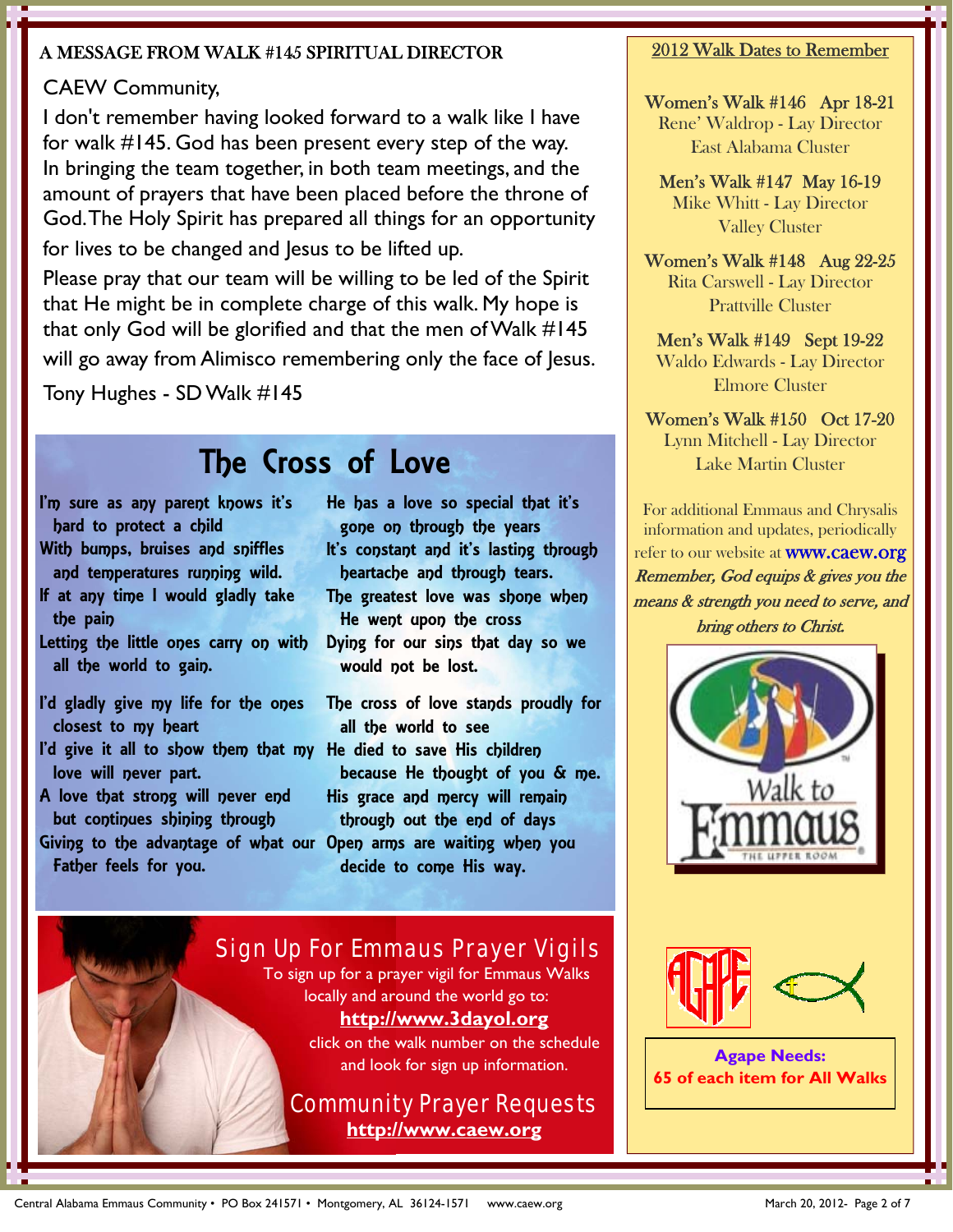## A MESSAGE FROM WALK #145 SPIRITUAL DIRECTOR

CAEW Community,

I don't remember having looked forward to a walk like I have for walk #145. God has been present every step of the way. In bringing the team together, in both team meetings, and the amount of prayers that have been placed before the throne of God. The Holy Spirit has prepared all things for an opportunity for lives to be changed and Jesus to be lifted up.

Please pray that our team will be willing to be led of the Spirit that He might be in complete charge of this walk. My hope is that only God will be glorified and that the men of Walk #145 will go away from Alimisco remembering only the face of Jesus.

Tony Hughes - SD Walk #145

## The Cross of Love

I'm sure as any parent knows it's hard to protect a child
With bumps, bruises and sniffles and temperatures running wild.
If at any time I would gladly take the pain
Letting the little ones carry on with all the world to gain.

I'd gladly give my life for the ones closest to my heart
I'd give it all to show them that my love will never part.
A love that strong will never end but continues shining through
Giving to the advantage of what our Father feels for you.

He has a love so special that it's gone on through the years
It's constant and it's lasting through heartache and through tears.
The greatest love was shone when He went upon the cross
Dying for our sins that day so we would not be lost.

The cross of love stands proudly for all the world to see
He died to save His children because He thought of you & me.
His grace and mercy will remain through out the end of days
Open arms are waiting when you decide to come His way.

## Sign Up For Emmaus Prayer Vigils

To sign up for a prayer vigil for Emmaus Walks locally and around the world go to:

**http://www.3dayol.org**

click on the walk number on the schedule and look for sign up information.

## Community Prayer Requests

**http://www.caew.org**

## 2012 Walk Dates to Remember

Women's Walk #146 Apr 18-21
Rene' Waldrop - Lay Director
East Alabama Cluster

Men's Walk #147 May 16-19
Mike Whitt - Lay Director
Valley Cluster

Women's Walk #148 Aug 22-25
Rita Carswell - Lay Director
Prattville Cluster

Men's Walk #149 Sept 19-22
Waldo Edwards - Lay Director
Elmore Cluster

Women's Walk #150 Oct 17-20
Lynn Mitchell - Lay Director
Lake Martin Cluster

For additional Emmaus and Chrysalis information and updates, periodically refer to our website at www.caew.org

*Remember, God equips & gives you the means & strength you need to serve, and bring others to Christ.*

Walk to Emmaus — The Upper Room

AGAPE

**Agape Needs:**
**65 of each item for All Walks**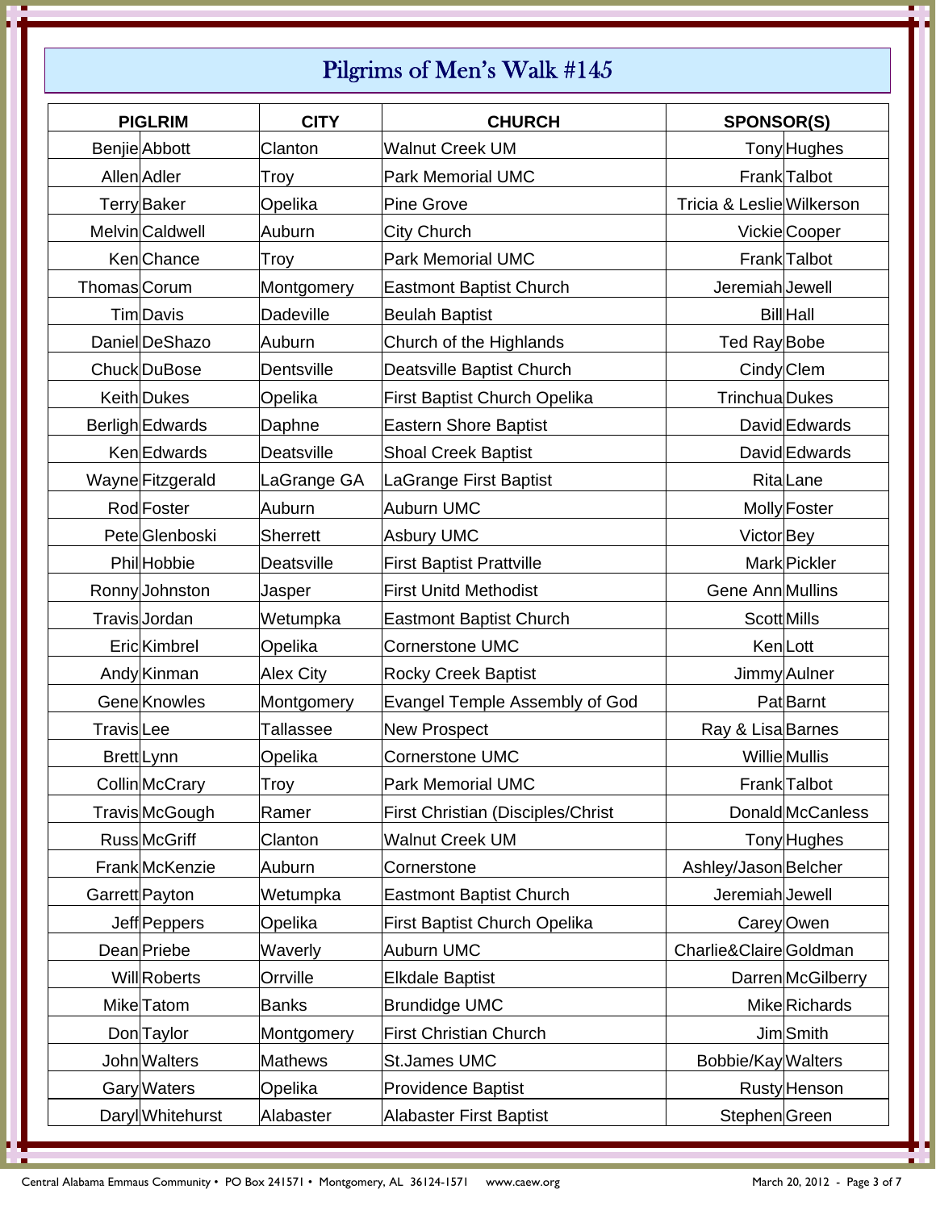# Pilgrims of Men's Walk #145

| PIGLRIM | | CITY | CHURCH | SPONSOR(S) | |
|---|---|---|---|---|---|
| Benjie | Abbott | Clanton | Walnut Creek UM | Tony | Hughes |
| Allen | Adler | Troy | Park Memorial UMC | Frank | Talbot |
| Terry | Baker | Opelika | Pine Grove | Tricia & Leslie | Wilkerson |
| Melvin | Caldwell | Auburn | City Church | Vickie | Cooper |
| Ken | Chance | Troy | Park Memorial UMC | Frank | Talbot |
| Thomas | Corum | Montgomery | Eastmont Baptist Church | Jeremiah | Jewell |
| Tim | Davis | Dadeville | Beulah Baptist | Bill | Hall |
| Daniel | DeShazo | Auburn | Church of the Highlands | Ted Ray | Bobe |
| Chuck | DuBose | Dentsville | Deatsville Baptist Church | Cindy | Clem |
| Keith | Dukes | Opelika | First Baptist Church Opelika | Trinchua | Dukes |
| Berligh | Edwards | Daphne | Eastern Shore Baptist | David | Edwards |
| Ken | Edwards | Deatsville | Shoal Creek Baptist | David | Edwards |
| Wayne | Fitzgerald | LaGrange GA | LaGrange First Baptist | Rita | Lane |
| Rod | Foster | Auburn | Auburn UMC | Molly | Foster |
| Pete | Glenboski | Sherrett | Asbury UMC | Victor | Bey |
| Phil | Hobbie | Deatsville | First Baptist Prattville | Mark | Pickler |
| Ronny | Johnston | Jasper | First Unitd Methodist | Gene Ann | Mullins |
| Travis | Jordan | Wetumpka | Eastmont Baptist Church | Scott | Mills |
| Eric | Kimbrel | Opelika | Cornerstone UMC | Ken | Lott |
| Andy | Kinman | Alex City | Rocky Creek Baptist | Jimmy | Aulner |
| Gene | Knowles | Montgomery | Evangel Temple Assembly of God | Pat | Barnt |
| Travis | Lee | Tallassee | New Prospect | Ray & Lisa | Barnes |
| Brett | Lynn | Opelika | Cornerstone UMC | Willie | Mullis |
| Collin | McCrary | Troy | Park Memorial UMC | Frank | Talbot |
| Travis | McGough | Ramer | First Christian (Disciples/Christ | Donald | McCanless |
| Russ | McGriff | Clanton | Walnut Creek UM | Tony | Hughes |
| Frank | McKenzie | Auburn | Cornerstone | Ashley/Jason | Belcher |
| Garrett | Payton | Wetumpka | Eastmont Baptist Church | Jeremiah | Jewell |
| Jeff | Peppers | Opelika | First Baptist Church Opelika | Carey | Owen |
| Dean | Priebe | Waverly | Auburn UMC | Charlie&Claire | Goldman |
| Will | Roberts | Orrville | Elkdale Baptist | Darren | McGilberry |
| Mike | Tatom | Banks | Brundidge UMC | Mike | Richards |
| Don | Taylor | Montgomery | First Christian Church | Jim | Smith |
| John | Walters | Mathews | St.James UMC | Bobbie/Kay | Walters |
| Gary | Waters | Opelika | Providence Baptist | Rusty | Henson |
| Daryl | Whitehurst | Alabaster | Alabaster First Baptist | Stephen | Green |

Central Alabama Emmaus Community • PO Box 241571 • Montgomery, AL 36124-1571 www.caew.org March 20, 2012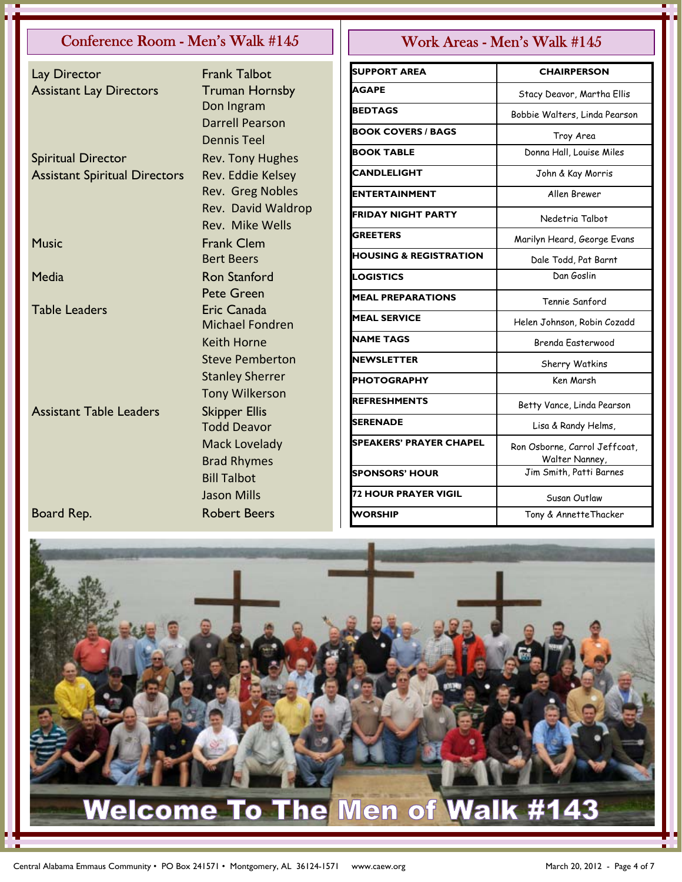## Conference Room - Men's Walk #145

| | |
|---|---|
| Lay Director | Frank Talbot |
| Assistant Lay Directors | Truman Hornsby<br>Don Ingram<br>Darrell Pearson<br>Dennis Teel |
| Spiritual Director | Rev. Tony Hughes |
| Assistant Spiritual Directors | Rev. Eddie Kelsey<br>Rev. Greg Nobles<br>Rev. David Waldrop<br>Rev. Mike Wells |
| Music | Frank Clem<br>Bert Beers |
| Media | Ron Stanford<br>Pete Green |
| Table Leaders | Eric Canada<br>Michael Fondren<br>Keith Horne<br>Steve Pemberton<br>Stanley Sherrer<br>Tony Wilkerson |
| Assistant Table Leaders | Skipper Ellis<br>Todd Deavor<br>Mack Lovelady<br>Brad Rhymes<br>Bill Talbot<br>Jason Mills |
| Board Rep. | Robert Beers |

## Work Areas - Men's Walk #145

| SUPPORT AREA | CHAIRPERSON |
|---|---|
| AGAPE | Stacy Deavor, Martha Ellis |
| BEDTAGS | Bobbie Walters, Linda Pearson |
| BOOK COVERS / BAGS | Troy Area |
| BOOK TABLE | Donna Hall, Louise Miles |
| CANDLELIGHT | John & Kay Morris |
| ENTERTAINMENT | Allen Brewer |
| FRIDAY NIGHT PARTY | Nedetria Talbot |
| GREETERS | Marilyn Heard, George Evans |
| HOUSING & REGISTRATION | Dale Todd, Pat Barnt |
| LOGISTICS | Dan Goslin |
| MEAL PREPARATIONS | Tennie Sanford |
| MEAL SERVICE | Helen Johnson, Robin Cozadd |
| NAME TAGS | Brenda Easterwood |
| NEWSLETTER | Sherry Watkins |
| PHOTOGRAPHY | Ken Marsh |
| REFRESHMENTS | Betty Vance, Linda Pearson |
| SERENADE | Lisa & Randy Helms, |
| SPEAKERS' PRAYER CHAPEL | Ron Osborne, Carrol Jeffcoat, Walter Nanney, |
| SPONSORS' HOUR | Jim Smith, Patti Barnes |
| 72 HOUR PRAYER VIGIL | Susan Outlaw |
| WORSHIP | Tony & Annette Thacker |

Welcome To The Men of Walk #143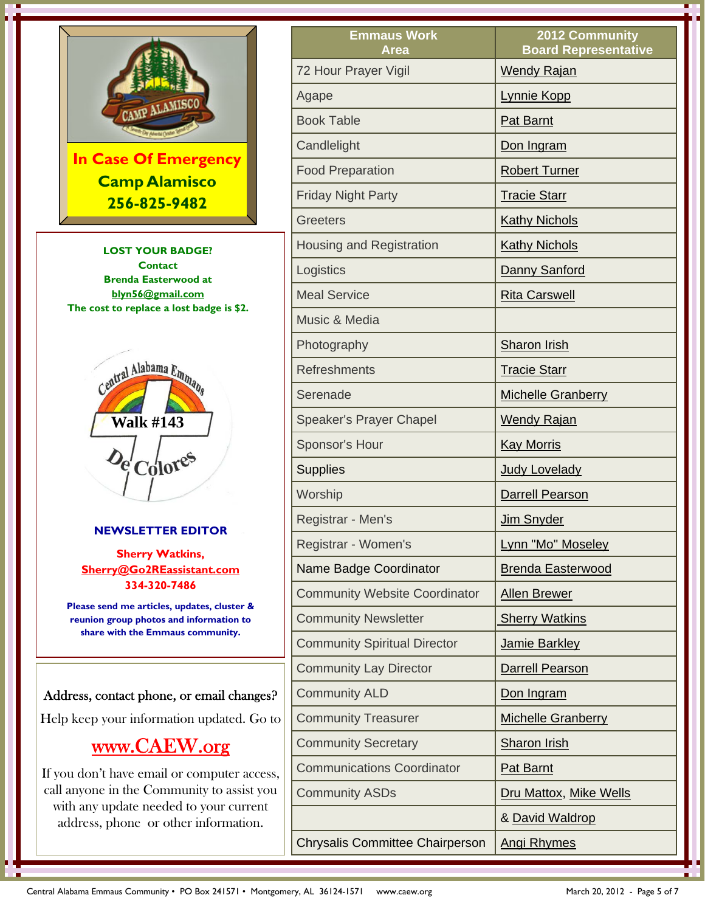**In Case Of Emergency**
**Camp Alamisco**
**256-825-9482**

**LOST YOUR BADGE?**
**Contact**
**Brenda Easterwood at**
**blyn56@gmail.com**
**The cost to replace a lost badge is $2.**

**NEWSLETTER EDITOR**

**Sherry Watkins,**
**Sherry@Go2REassistant.com**
**334-320-7486**

**Please send me articles, updates, cluster & reunion group photos and information to share with the Emmaus community.**

Address, contact phone, or email changes?

Help keep your information updated. Go to

www.CAEW.org

If you don't have email or computer access, call anyone in the Community to assist you with any update needed to your current address, phone or other information.

| Emmaus Work Area | 2012 Community Board Representative |
|---|---|
| 72 Hour Prayer Vigil | Wendy Rajan |
| Agape | Lynnie Kopp |
| Book Table | Pat Barnt |
| Candlelight | Don Ingram |
| Food Preparation | Robert Turner |
| Friday Night Party | Tracie Starr |
| Greeters | Kathy Nichols |
| Housing and Registration | Kathy Nichols |
| Logistics | Danny Sanford |
| Meal Service | Rita Carswell |
| Music & Media | |
| Photography | Sharon Irish |
| Refreshments | Tracie Starr |
| Serenade | Michelle Granberry |
| Speaker's Prayer Chapel | Wendy Rajan |
| Sponsor's Hour | Kay Morris |
| Supplies | Judy Lovelady |
| Worship | Darrell Pearson |
| Registrar - Men's | Jim Snyder |
| Registrar - Women's | Lynn "Mo" Moseley |
| Name Badge Coordinator | Brenda Easterwood |
| Community Website Coordinator | Allen Brewer |
| Community Newsletter | Sherry Watkins |
| Community Spiritual Director | Jamie Barkley |
| Community Lay Director | Darrell Pearson |
| Community ALD | Don Ingram |
| Community Treasurer | Michelle Granberry |
| Community Secretary | Sharon Irish |
| Communications Coordinator | Pat Barnt |
| Community ASDs | Dru Mattox, Mike Wells |
| | & David Waldrop |
| Chrysalis Committee Chairperson | Angi Rhymes |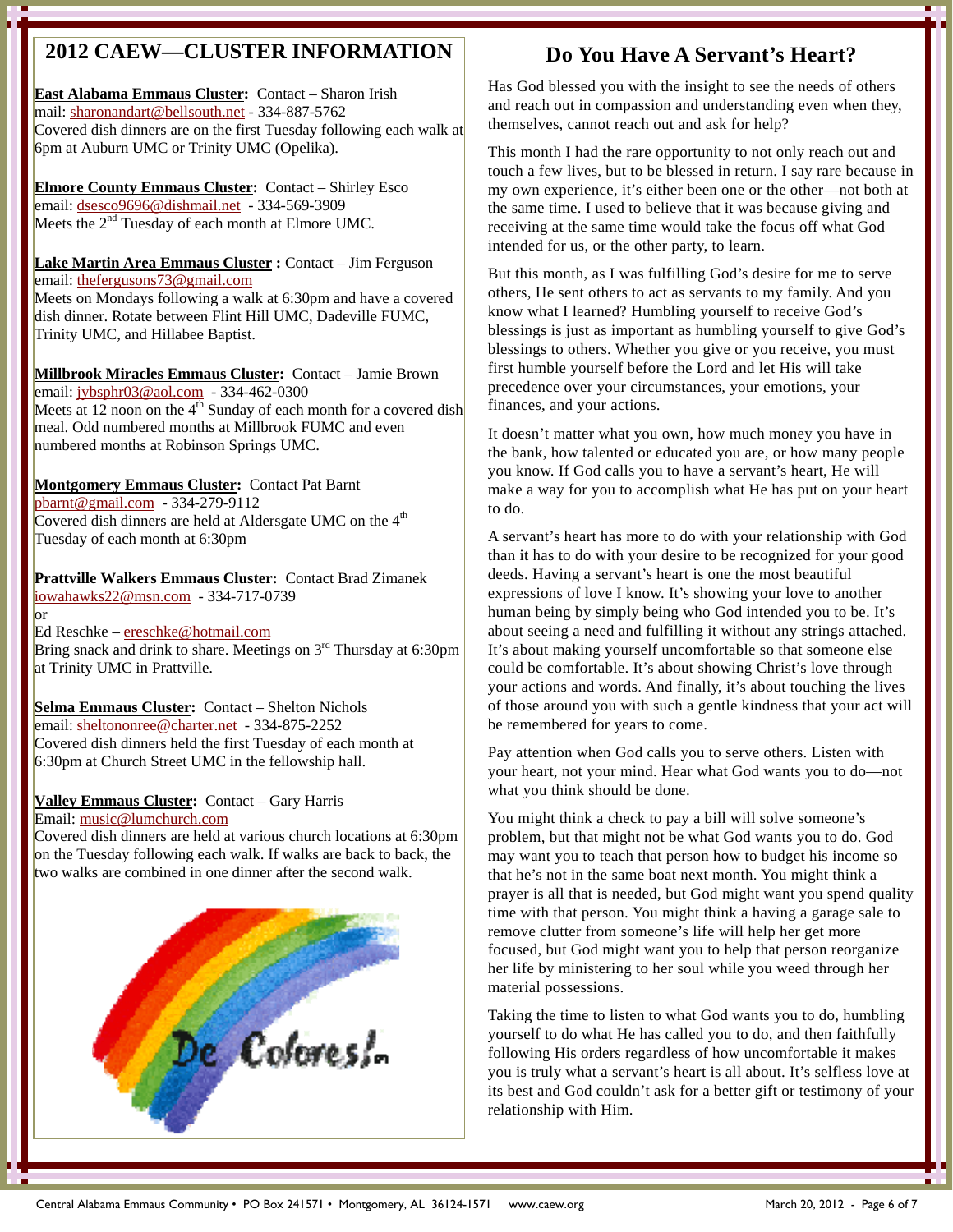## 2012 CAEW—CLUSTER INFORMATION

**East Alabama Emmaus Cluster:** Contact – Sharon Irish
mail: sharonandart@bellsouth.net - 334-887-5762
Covered dish dinners are on the first Tuesday following each walk at 6pm at Auburn UMC or Trinity UMC (Opelika).

**Elmore County Emmaus Cluster:** Contact – Shirley Esco
email: dsesco9696@dishmail.net - 334-569-3909
Meets the 2nd Tuesday of each month at Elmore UMC.

**Lake Martin Area Emmaus Cluster :** Contact – Jim Ferguson
email: thefergusons73@gmail.com
Meets on Mondays following a walk at 6:30pm and have a covered dish dinner. Rotate between Flint Hill UMC, Dadeville FUMC, Trinity UMC, and Hillabee Baptist.

**Millbrook Miracles Emmaus Cluster:** Contact – Jamie Brown
email: jybsphr03@aol.com - 334-462-0300
Meets at 12 noon on the 4th Sunday of each month for a covered dish meal. Odd numbered months at Millbrook FUMC and even numbered months at Robinson Springs UMC.

**Montgomery Emmaus Cluster:** Contact Pat Barnt
pbarnt@gmail.com - 334-279-9112
Covered dish dinners are held at Aldersgate UMC on the 4th Tuesday of each month at 6:30pm

**Prattville Walkers Emmaus Cluster:** Contact Brad Zimanek
iowahawks22@msn.com - 334-717-0739
or
Ed Reschke – ereschke@hotmail.com
Bring snack and drink to share. Meetings on 3rd Thursday at 6:30pm at Trinity UMC in Prattville.

**Selma Emmaus Cluster:** Contact – Shelton Nichols
email: sheltononree@charter.net - 334-875-2252
Covered dish dinners held the first Tuesday of each month at 6:30pm at Church Street UMC in the fellowship hall.

**Valley Emmaus Cluster:** Contact – Gary Harris
Email: music@lumchurch.com
Covered dish dinners are held at various church locations at 6:30pm on the Tuesday following each walk. If walks are back to back, the two walks are combined in one dinner after the second walk.

De Colores!

## Do You Have A Servant's Heart?

Has God blessed you with the insight to see the needs of others and reach out in compassion and understanding even when they, themselves, cannot reach out and ask for help?

This month I had the rare opportunity to not only reach out and touch a few lives, but to be blessed in return. I say rare because in my own experience, it's either been one or the other—not both at the same time. I used to believe that it was because giving and receiving at the same time would take the focus off what God intended for us, or the other party, to learn.

But this month, as I was fulfilling God's desire for me to serve others, He sent others to act as servants to my family. And you know what I learned? Humbling yourself to receive God's blessings is just as important as humbling yourself to give God's blessings to others. Whether you give or you receive, you must first humble yourself before the Lord and let His will take precedence over your circumstances, your emotions, your finances, and your actions.

It doesn't matter what you own, how much money you have in the bank, how talented or educated you are, or how many people you know. If God calls you to have a servant's heart, He will make a way for you to accomplish what He has put on your heart to do.

A servant's heart has more to do with your relationship with God than it has to do with your desire to be recognized for your good deeds. Having a servant's heart is one the most beautiful expressions of love I know. It's showing your love to another human being by simply being who God intended you to be. It's about seeing a need and fulfilling it without any strings attached. It's about making yourself uncomfortable so that someone else could be comfortable. It's about showing Christ's love through your actions and words. And finally, it's about touching the lives of those around you with such a gentle kindness that your act will be remembered for years to come.

Pay attention when God calls you to serve others. Listen with your heart, not your mind. Hear what God wants you to do—not what you think should be done.

You might think a check to pay a bill will solve someone's problem, but that might not be what God wants you to do. God may want you to teach that person how to budget his income so that he's not in the same boat next month. You might think a prayer is all that is needed, but God might want you spend quality time with that person. You might think a having a garage sale to remove clutter from someone's life will help her get more focused, but God might want you to help that person reorganize her life by ministering to her soul while you weed through her material possessions.

Taking the time to listen to what God wants you to do, humbling yourself to do what He has called you to do, and then faithfully following His orders regardless of how uncomfortable it makes you is truly what a servant's heart is all about. It's selfless love at its best and God couldn't ask for a better gift or testimony of your relationship with Him.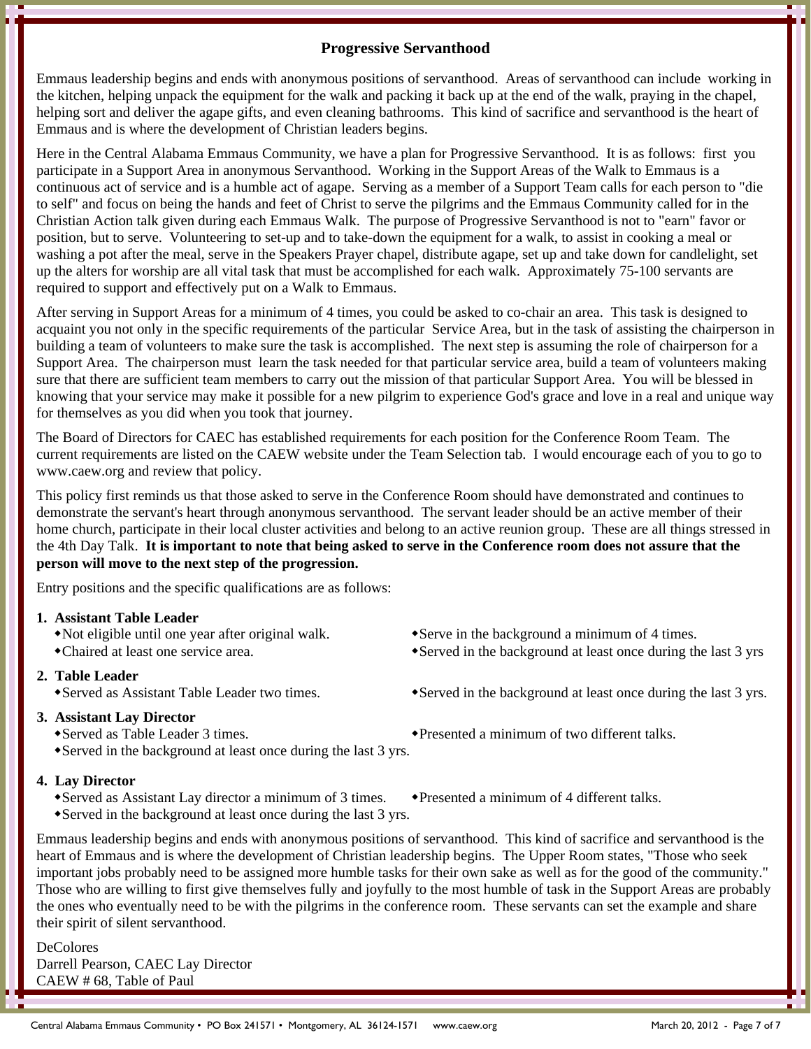## Progressive Servanthood

Emmaus leadership begins and ends with anonymous positions of servanthood. Areas of servanthood can include working in the kitchen, helping unpack the equipment for the walk and packing it back up at the end of the walk, praying in the chapel, helping sort and deliver the agape gifts, and even cleaning bathrooms. This kind of sacrifice and servanthood is the heart of Emmaus and is where the development of Christian leaders begins.

Here in the Central Alabama Emmaus Community, we have a plan for Progressive Servanthood. It is as follows: first you participate in a Support Area in anonymous Servanthood. Working in the Support Areas of the Walk to Emmaus is a continuous act of service and is a humble act of agape. Serving as a member of a Support Team calls for each person to "die to self" and focus on being the hands and feet of Christ to serve the pilgrims and the Emmaus Community called for in the Christian Action talk given during each Emmaus Walk. The purpose of Progressive Servanthood is not to "earn" favor or position, but to serve. Volunteering to set-up and to take-down the equipment for a walk, to assist in cooking a meal or washing a pot after the meal, serve in the Speakers Prayer chapel, distribute agape, set up and take down for candlelight, set up the alters for worship are all vital task that must be accomplished for each walk. Approximately 75-100 servants are required to support and effectively put on a Walk to Emmaus.

After serving in Support Areas for a minimum of 4 times, you could be asked to co-chair an area. This task is designed to acquaint you not only in the specific requirements of the particular Service Area, but in the task of assisting the chairperson in building a team of volunteers to make sure the task is accomplished. The next step is assuming the role of chairperson for a Support Area. The chairperson must learn the task needed for that particular service area, build a team of volunteers making sure that there are sufficient team members to carry out the mission of that particular Support Area. You will be blessed in knowing that your service may make it possible for a new pilgrim to experience God's grace and love in a real and unique way for themselves as you did when you took that journey.

The Board of Directors for CAEC has established requirements for each position for the Conference Room Team. The current requirements are listed on the CAEW website under the Team Selection tab. I would encourage each of you to go to www.caew.org and review that policy.

This policy first reminds us that those asked to serve in the Conference Room should have demonstrated and continues to demonstrate the servant's heart through anonymous servanthood. The servant leader should be an active member of their home church, participate in their local cluster activities and belong to an active reunion group. These are all things stressed in the 4th Day Talk. **It is important to note that being asked to serve in the Conference room does not assure that the person will move to the next step of the progression.**

Entry positions and the specific qualifications are as follows:

1. **Assistant Table Leader**
   - Not eligible until one year after original walk.
   - Serve in the background a minimum of 4 times.
   - Chaired at least one service area.
   - Served in the background at least once during the last 3 yrs
2. **Table Leader**
   - Served as Assistant Table Leader two times.
   - Served in the background at least once during the last 3 yrs.
3. **Assistant Lay Director**
   - Served as Table Leader 3 times.
   - Presented a minimum of two different talks.
   - Served in the background at least once during the last 3 yrs.
4. **Lay Director**
   - Served as Assistant Lay director a minimum of 3 times.
   - Presented a minimum of 4 different talks.
   - Served in the background at least once during the last 3 yrs.

Emmaus leadership begins and ends with anonymous positions of servanthood. This kind of sacrifice and servanthood is the heart of Emmaus and is where the development of Christian leadership begins. The Upper Room states, "Those who seek important jobs probably need to be assigned more humble tasks for their own sake as well as for the good of the community." Those who are willing to first give themselves fully and joyfully to the most humble of task in the Support Areas are probably the ones who eventually need to be with the pilgrims in the conference room. These servants can set the example and share their spirit of silent servanthood.

DeColores
Darrell Pearson, CAEC Lay Director
CAEW # 68, Table of Paul